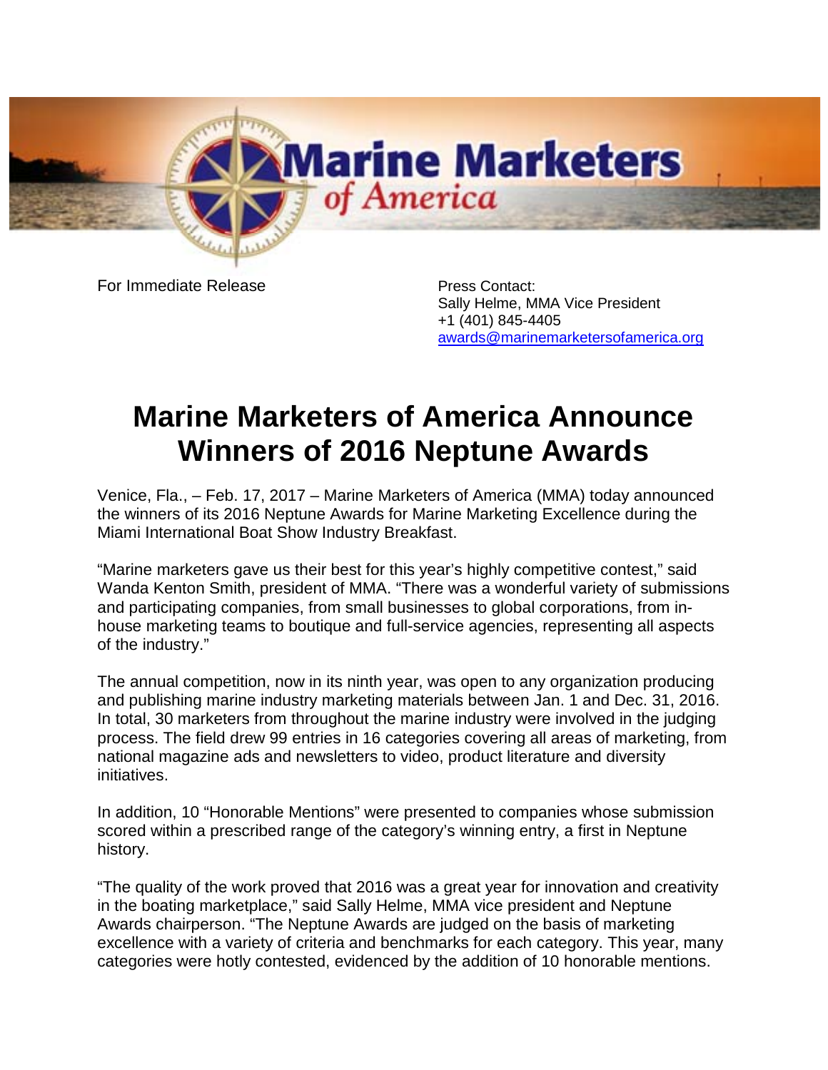For Immediate Release

Press Contact:
Sally Helme, MMA Vice President
+1 (401) 845-4405
awards@marinemarketersofamerica.org

# Marine Marketers of America Announce Winners of 2016 Neptune Awards

Venice, Fla., – Feb. 17, 2017 – Marine Marketers of America (MMA) today announced the winners of its 2016 Neptune Awards for Marine Marketing Excellence during the Miami International Boat Show Industry Breakfast.

"Marine marketers gave us their best for this year's highly competitive contest," said Wanda Kenton Smith, president of MMA. "There was a wonderful variety of submissions and participating companies, from small businesses to global corporations, from in-house marketing teams to boutique and full-service agencies, representing all aspects of the industry."

The annual competition, now in its ninth year, was open to any organization producing and publishing marine industry marketing materials between Jan. 1 and Dec. 31, 2016. In total, 30 marketers from throughout the marine industry were involved in the judging process. The field drew 99 entries in 16 categories covering all areas of marketing, from national magazine ads and newsletters to video, product literature and diversity initiatives.

In addition, 10 "Honorable Mentions" were presented to companies whose submission scored within a prescribed range of the category's winning entry, a first in Neptune history.

"The quality of the work proved that 2016 was a great year for innovation and creativity in the boating marketplace," said Sally Helme, MMA vice president and Neptune Awards chairperson. "The Neptune Awards are judged on the basis of marketing excellence with a variety of criteria and benchmarks for each category. This year, many categories were hotly contested, evidenced by the addition of 10 honorable mentions.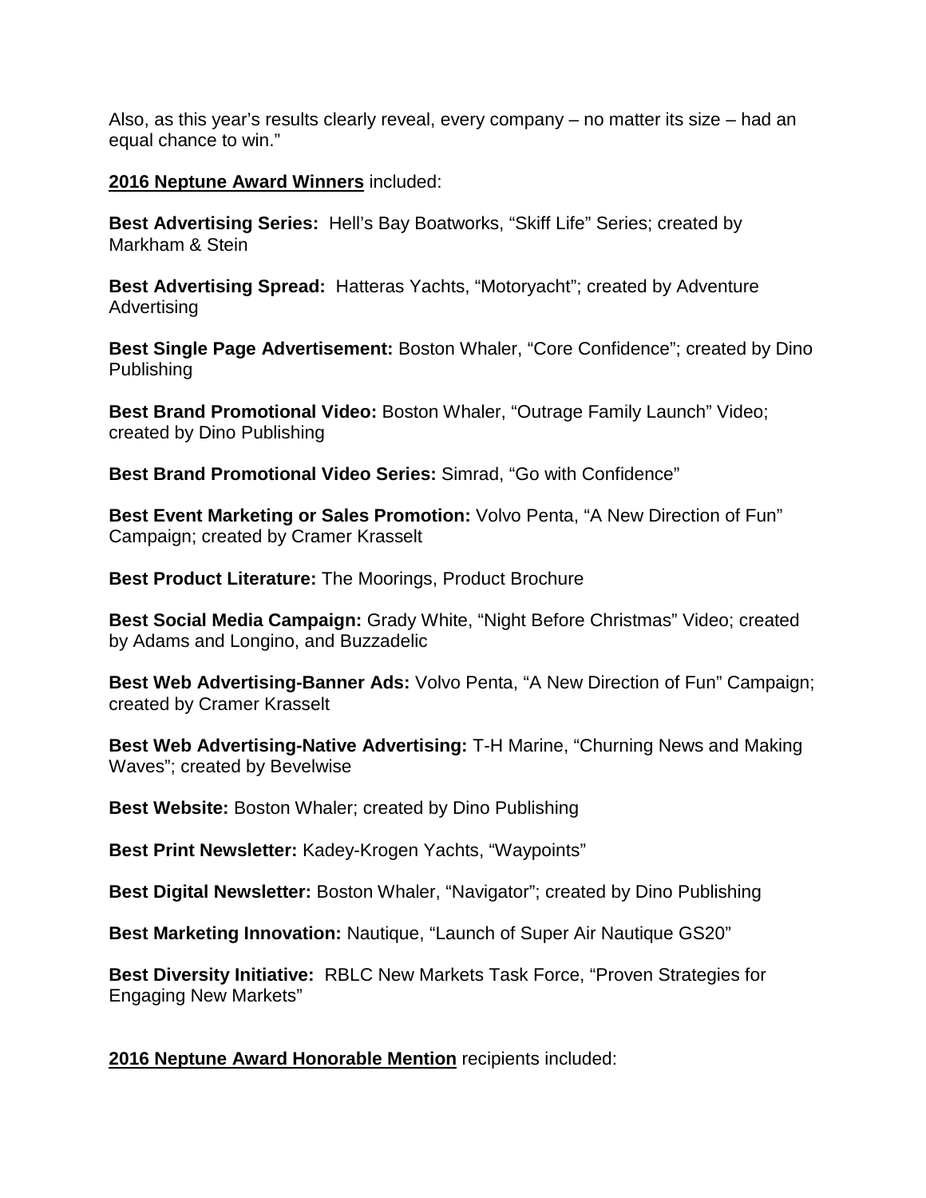Also, as this year's results clearly reveal, every company – no matter its size – had an equal chance to win."

**2016 Neptune Award Winners** included:

**Best Advertising Series:** Hell's Bay Boatworks, "Skiff Life" Series; created by Markham & Stein

**Best Advertising Spread:** Hatteras Yachts, "Motoryacht"; created by Adventure Advertising

**Best Single Page Advertisement:** Boston Whaler, "Core Confidence"; created by Dino Publishing

**Best Brand Promotional Video:** Boston Whaler, "Outrage Family Launch" Video; created by Dino Publishing

**Best Brand Promotional Video Series:** Simrad, "Go with Confidence"

**Best Event Marketing or Sales Promotion:** Volvo Penta, "A New Direction of Fun" Campaign; created by Cramer Krasselt

**Best Product Literature:** The Moorings, Product Brochure

**Best Social Media Campaign:** Grady White, "Night Before Christmas" Video; created by Adams and Longino, and Buzzadelic

**Best Web Advertising-Banner Ads:** Volvo Penta, "A New Direction of Fun" Campaign; created by Cramer Krasselt

**Best Web Advertising-Native Advertising:** T-H Marine, "Churning News and Making Waves"; created by Bevelwise

**Best Website:** Boston Whaler; created by Dino Publishing

**Best Print Newsletter:** Kadey-Krogen Yachts, "Waypoints"

**Best Digital Newsletter:** Boston Whaler, "Navigator"; created by Dino Publishing

**Best Marketing Innovation:** Nautique, "Launch of Super Air Nautique GS20"

**Best Diversity Initiative:** RBLC New Markets Task Force, "Proven Strategies for Engaging New Markets"

**2016 Neptune Award Honorable Mention** recipients included: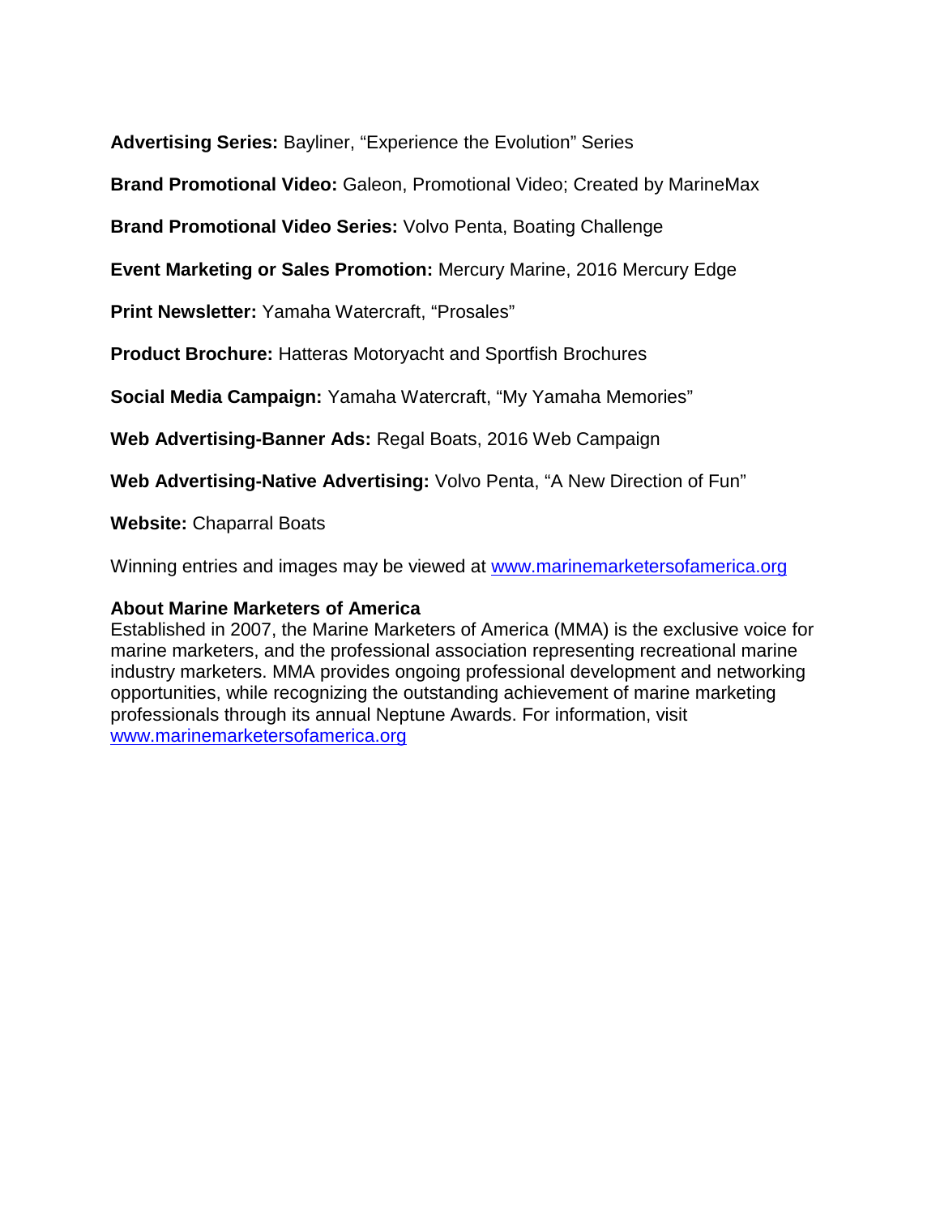**Advertising Series:** Bayliner, “Experience the Evolution” Series

**Brand Promotional Video:** Galeon, Promotional Video; Created by MarineMax

**Brand Promotional Video Series:** Volvo Penta, Boating Challenge

**Event Marketing or Sales Promotion:** Mercury Marine, 2016 Mercury Edge

**Print Newsletter:** Yamaha Watercraft, “Prosales”

**Product Brochure:** Hatteras Motoryacht and Sportfish Brochures

**Social Media Campaign:** Yamaha Watercraft, “My Yamaha Memories”

**Web Advertising-Banner Ads:** Regal Boats, 2016 Web Campaign

**Web Advertising-Native Advertising:** Volvo Penta, “A New Direction of Fun”

**Website:** Chaparral Boats

Winning entries and images may be viewed at [www.marinemarketersofamerica.org](http://www.marinemarketersofamerica.org)

**About Marine Marketers of America**
Established in 2007, the Marine Marketers of America (MMA) is the exclusive voice for marine marketers, and the professional association representing recreational marine industry marketers. MMA provides ongoing professional development and networking opportunities, while recognizing the outstanding achievement of marine marketing professionals through its annual Neptune Awards. For information, visit [www.marinemarketersofamerica.org](http://www.marinemarketersofamerica.org)